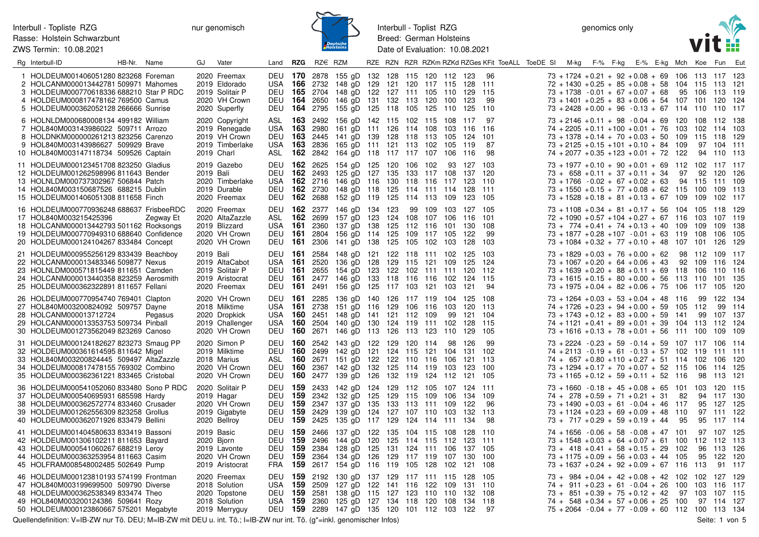Interbull - Topliste RZG
Rasse: Holstein Schwarzbunt
ZWS Termin: 10.08.2021

nur genomisch

Interbull - Toplist RZG
Breed: German Holsteins
Date of Evaluation: 10.08.2021

genomics only

| Rg | Interbull-ID | HB-Nr. | Name | GJ | Vater | Land | RZG | RZ€ | RZM | RZE | RZN | RZR | RZKm | RZKd | RZGes | KFit | ToeALL | ToeDE | SI | M-kg | F-% | F-kg | E-% | E-kg | Mch | Koe | Fun | Eut |
|---|---|---|---|---|---|---|---|---|---|---|---|---|---|---|---|---|---|---|---|---|---|---|---|---|---|---|---|---|
| 1 | HOLDEUM001406051280 | 823268 | Foreman | 2020 | Freemax | DEU | **170** | 2878 | 155 gD | 132 | 128 | 115 | 120 | 112 | 123 | 96 | | | 73 | +1724 | +0.21 | +92 | +0.08 | +69 | 106 | 113 | 117 | 123 |
| 2 | HOLCANM000013442781 | 509971 | Mahomes | 2019 | Eldorado | USA | **166** | 2732 | 148 gD | 129 | 121 | 120 | 117 | 115 | 128 | 111 | | | 72 | +1430 | +0.25 | +85 | +0.08 | +58 | 104 | 115 | 113 | 121 |
| 3 | HOLDEUM000770618336 | 688210 | Star P RDC | 2019 | Solitair P | DEU | **165** | 2704 | 148 gD | 122 | 127 | 111 | 105 | 110 | 129 | 115 | | | 73 | +1738 | -0.01 | +67 | +0.07 | +68 | 95 | 106 | 113 | 119 |
| 4 | HOLDEUM000817478162 | 769500 | Camus | 2020 | VH Crown | DEU | **164** | 2650 | 146 gD | 131 | 132 | 113 | 120 | 100 | 123 | 99 | | | 73 | +1401 | +0.25 | +83 | +0.06 | +54 | 107 | 101 | 120 | 124 |
| 5 | HOLDEUM000362052128 | 266666 | Sunrise | 2020 | Superfly | DEU | **164** | 2795 | 155 gD | 125 | 118 | 105 | 125 | 110 | 125 | 110 | | | 73 | +2428 | +0.00 | +96 | -0.13 | +67 | 114 | 110 | 110 | 117 |
| 6 | HOLNLDM000680008134 | 499182 | William | 2020 | Copyright | ASL | **163** | 2492 | 156 gD | 142 | 115 | 102 | 115 | 108 | 117 | 97 | | | 73 | +2146 | +0.11 | +98 | -0.04 | +69 | 120 | 108 | 112 | 138 |
| 7 | HOL840M003143986022 | 509711 | Arrozo | 2019 | Renegade | USA | **163** | 2980 | 161 gD | 111 | 126 | 114 | 108 | 103 | 116 | 116 | | | 74 | +2205 | +0.11 | +100 | +0.01 | +76 | 103 | 102 | 114 | 103 |
| 8 | HOLDNKM000000261213 | 823256 | Carenzo | 2019 | VH Crown | DEU | **163** | 2445 | 141 gD | 139 | 128 | 118 | 113 | 105 | 124 | 101 | | | 73 | +1378 | +0.14 | +70 | +0.03 | +50 | 109 | 115 | 118 | 129 |
| 9 | HOL840M003143986627 | 509929 | Brave | 2019 | Timberlake | USA | **163** | 2836 | 165 gD | 111 | 121 | 113 | 102 | 105 | 119 | 87 | | | 73 | +2125 | +0.15 | +101 | +0.10 | +84 | 109 | 97 | 104 | 111 |
| 10 | HOL840M003147118734 | 509526 | Captain | 2019 | Charl | ASL | **162** | 2842 | 164 gD | 118 | 117 | 117 | 107 | 106 | 116 | 98 | | | 74 | +2077 | +0.35 | +123 | +0.01 | +72 | 122 | 94 | 110 | 113 |
| 11 | HOLDEUM000123451708 | 823250 | Gladius | 2019 | Gazebo | DEU | **162** | 2625 | 154 gD | 125 | 120 | 106 | 102 | 93 | 127 | 103 | | | 73 | +1977 | +0.10 | +90 | +0.01 | +69 | 112 | 102 | 117 | 117 |
| 12 | HOLDEUM001262598996 | 811643 | Bender | 2019 | Bali | DEU | **162** | 2493 | 125 gD | 127 | 135 | 133 | 117 | 108 | 137 | 120 | | | 73 | +658 | +0.11 | +37 | +0.11 | +34 | 97 | 92 | 120 | 126 |
| 13 | HOLNLDM000737302967 | 506844 | Patch | 2020 | Timberlake | USA | **162** | 2716 | 146 gD | 116 | 130 | 118 | 116 | 117 | 123 | 110 | | | 73 | +1766 | -0.02 | +67 | +0.02 | +63 | 94 | 115 | 111 | 109 |
| 14 | HOL840M003150687526 | 688215 | Dublin | 2019 | Durable | DEU | **162** | 2730 | 148 gD | 118 | 125 | 114 | 111 | 114 | 128 | 111 | | | 73 | +1550 | +0.15 | +77 | +0.08 | +62 | 115 | 100 | 109 | 113 |
| 15 | HOLDEUM001406051308 | 811658 | Finch | 2020 | Freemax | DEU | **162** | 2688 | 152 gD | 119 | 125 | 114 | 113 | 109 | 123 | 105 | | | 73 | +1528 | +0.18 | +81 | +0.13 | +67 | 109 | 109 | 102 | 117 |
| 16 | HOLDEUM000770936248 | 688637 | FrisbeeRDC | 2020 | Freemax | DEU | **162** | 2377 | 146 gD | 134 | 123 | 99 | 109 | 103 | 127 | 105 | | | 73 | +1108 | +0.34 | +81 | +0.17 | +56 | 104 | 105 | 118 | 129 |
| 17 | HOL840M003215425396 | | Zegway Et | 2020 | AltaZazzle | ASL | **162** | 2699 | 157 gD | 123 | 124 | 108 | 107 | 106 | 116 | 101 | | | 72 | +1090 | +0.57 | +104 | +0.27 | +67 | 116 | 103 | 107 | 119 |
| 18 | HOLCANM000013442793 | 501162 | Rocksongs | 2019 | Blizzard | USA | **161** | 2360 | 137 gD | 138 | 125 | 112 | 116 | 101 | 130 | 108 | | | 73 | +774 | +0.41 | +74 | +0.13 | +40 | 109 | 109 | 109 | 138 |
| 19 | HOLDEUM000770949310 | 688640 | Confidence | 2020 | VH Crown | DEU | **161** | 2804 | 156 gD | 114 | 125 | 109 | 117 | 105 | 122 | 99 | | | 73 | +1877 | +0.28 | +107 | -0.01 | +63 | 119 | 108 | 106 | 105 |
| 20 | HOLDEUM001224104267 | 833484 | Concept | 2020 | VH Crown | DEU | **161** | 2306 | 141 gD | 138 | 125 | 105 | 102 | 103 | 128 | 103 | | | 73 | +1084 | +0.32 | +77 | +0.10 | +48 | 107 | 101 | 126 | 129 |
| 21 | HOLDEUM000955256129 | 833439 | Beachboy | 2019 | Bali | DEU | **161** | 2584 | 148 gD | 121 | 122 | 118 | 111 | 102 | 125 | 103 | | | 73 | +1829 | +0.03 | +76 | +0.00 | +62 | 98 | 112 | 109 | 117 |
| 22 | HOLCANM000013483346 | 509877 | Nexus | 2019 | AltaCabot | USA | **161** | 2520 | 136 gD | 128 | 129 | 115 | 121 | 109 | 125 | 124 | | | 73 | +1067 | +0.20 | +64 | +0.06 | +43 | 92 | 109 | 116 | 124 |
| 23 | HOLNLDM000571815449 | 811651 | Camden | 2019 | Solitair P | DEU | **161** | 2655 | 154 gD | 123 | 122 | 102 | 111 | 111 | 120 | 112 | | | 73 | +1639 | +0.20 | +88 | +0.11 | +69 | 118 | 106 | 110 | 116 |
| 24 | HOLCANM000013440358 | 823259 | Aerosmith | 2019 | Aristocrat | DEU | **161** | 2477 | 146 gD | 133 | 118 | 116 | 116 | 102 | 124 | 115 | | | 73 | +1615 | +0.15 | +80 | +0.00 | +56 | 113 | 110 | 101 | 135 |
| 25 | HOLDEUM000362322891 | 811657 | Fellani | 2020 | Freemax | DEU | **161** | 2491 | 156 gD | 125 | 117 | 103 | 121 | 103 | 121 | 94 | | | 73 | +1975 | +0.04 | +82 | +0.06 | +75 | 106 | 117 | 105 | 120 |
| 26 | HOLDEUM000770954740 | 769401 | Clapton | 2020 | VH Crown | DEU | **161** | 2285 | 136 gD | 140 | 126 | 117 | 119 | 104 | 125 | 108 | | | 73 | +1264 | +0.03 | +53 | +0.04 | +48 | 116 | 99 | 122 | 134 |
| 27 | HOL840M003200824092 | 509757 | Dayne | 2018 | Milktime | USA | **161** | 2738 | 151 gD | 116 | 129 | 106 | 116 | 103 | 120 | 113 | | | 74 | +1726 | +0.23 | +94 | +0.00 | +59 | 105 | 112 | 99 | 114 |
| 28 | HOLCANM000013712724 | | Pegasus | 2020 | Dropkick | USA | **160** | 2451 | 148 gD | 141 | 121 | 112 | 109 | 99 | 121 | 104 | | | 73 | +1743 | +0.12 | +83 | +0.00 | +59 | 141 | 99 | 107 | 137 |
| 29 | HOLCANM000013353753 | 509734 | Pinball | 2019 | Challenger | USA | **160** | 2504 | 140 gD | 130 | 124 | 119 | 111 | 102 | 128 | 115 | | | 74 | +1121 | +0.41 | +89 | +0.01 | +39 | 104 | 113 | 112 | 124 |
| 30 | HOLDEUM001273562049 | 823269 | Canoso | 2020 | VH Crown | DEU | **160** | 2671 | 146 gD | 113 | 126 | 113 | 123 | 110 | 129 | 105 | | | 73 | +1616 | +0.13 | +78 | +0.01 | +56 | 111 | 100 | 109 | 109 |
| 31 | HOLDEUM000124182627 | 823273 | Smaug PP | 2020 | Simon P | DEU | **160** | 2542 | 143 gD | 122 | 129 | 120 | 114 | 98 | 126 | 99 | | | 73 | +2224 | -0.23 | +59 | -0.14 | +59 | 107 | 117 | 106 | 114 |
| 32 | HOLDEUM000361614595 | 811642 | Migel | 2019 | Milktime | DEU | **160** | 2499 | 142 gD | 121 | 124 | 115 | 121 | 104 | 131 | 102 | | | 74 | +2113 | -0.19 | +61 | -0.13 | +57 | 102 | 119 | 111 | 111 |
| 33 | HOL840M003200824445 | 509497 | AltaZazzle | 2018 | Marius | ASL | **160** | 2671 | 151 gD | 122 | 122 | 110 | 116 | 106 | 121 | 113 | | | 74 | +657 | +0.80 | +110 | +0.27 | +51 | 114 | 102 | 106 | 120 |
| 34 | HOLDEUM000817478155 | 769302 | Combino | 2020 | VH Crown | DEU | **160** | 2367 | 142 gD | 132 | 125 | 114 | 119 | 103 | 123 | 100 | | | 73 | +1294 | +0.17 | +70 | +0.07 | +52 | 115 | 106 | 114 | 125 |
| 35 | HOLDEUM000362361221 | 833465 | Cristobal | 2020 | VH Crown | DEU | **160** | 2477 | 139 gD | 126 | 132 | 119 | 124 | 112 | 121 | 105 | | | 73 | +1165 | +0.12 | +59 | +0.11 | +52 | 116 | 98 | 113 | 121 |
| 36 | HOLDEUM000541052060 | 833480 | Sono P RDC | 2020 | Solitair P | DEU | **159** | 2433 | 142 gD | 124 | 129 | 112 | 105 | 107 | 124 | 111 | | | 73 | +1660 | -0.18 | +45 | +0.08 | +65 | 101 | 103 | 120 | 115 |
| 37 | HOLDEUM000540695931 | 685598 | Hardy | 2019 | Hagar | DEU | **159** | 2342 | 132 gD | 125 | 129 | 115 | 109 | 106 | 134 | 109 | | | 74 | +278 | +0.59 | +71 | +0.21 | +31 | 82 | 94 | 117 | 130 |
| 38 | HOLDEUM000362572774 | 833460 | Crusader | 2020 | VH Crown | DEU | **159** | 2347 | 137 gD | 135 | 133 | 113 | 111 | 109 | 122 | 96 | | | 73 | +1490 | +0.03 | +61 | -0.04 | +46 | 117 | 95 | 127 | 125 |
| 39 | HOLDEUM001262556309 | 823258 | Grollus | 2019 | Gigabyte | DEU | **159** | 2429 | 139 gD | 124 | 127 | 107 | 110 | 103 | 132 | 113 | | | 73 | +1124 | +0.23 | +69 | +0.09 | +48 | 110 | 97 | 111 | 122 |
| 40 | HOLDEUM000362071926 | 833479 | Bellini | 2020 | Bellroy | DEU | **159** | 2425 | 135 gD | 117 | 129 | 124 | 114 | 111 | 134 | 98 | | | 73 | +717 | +0.29 | +59 | +0.19 | +44 | 95 | 95 | 117 | 114 |
| 41 | HOLDEUM001404580633 | 833419 | Bassoni | 2019 | Basic | DEU | **159** | 2466 | 137 gD | 122 | 135 | 104 | 115 | 108 | 128 | 110 | | | 74 | +1656 | -0.06 | +58 | -0.08 | +47 | 101 | 97 | 107 | 125 |
| 42 | HOLDEUM001306102211 | 811653 | Bayard | 2020 | Bjorn | DEU | **159** | 2496 | 144 gD | 120 | 125 | 114 | 115 | 112 | 123 | 111 | | | 73 | +1548 | +0.03 | +64 | +0.07 | +61 | 100 | 112 | 112 | 113 |
| 43 | HOLDEUM000541060267 | 688219 | Leroy | 2019 | Lavonte | DEU | **159** | 2384 | 128 gD | 125 | 131 | 124 | 111 | 106 | 137 | 105 | | | 73 | +418 | +0.41 | +58 | +0.15 | +29 | 102 | 96 | 113 | 126 |
| 44 | HOLDEUM000363253954 | 811663 | Casim | 2020 | VH Crown | DEU | **159** | 2364 | 134 gD | 126 | 129 | 117 | 119 | 107 | 130 | 100 | | | 73 | +1175 | +0.09 | +56 | +0.03 | +44 | 105 | 95 | 122 | 120 |
| 45 | HOLFRAM008548002485 | 502649 | Pump | 2019 | Aristocrat | FRA | **159** | 2617 | 154 gD | 116 | 119 | 105 | 128 | 102 | 121 | 108 | | | 73 | +1637 | +0.24 | +92 | +0.09 | +67 | 116 | 113 | 91 | 117 |
| 46 | HOLDEUM000123810193 | 574199 | Frontman | 2020 | Freemax | DEU | **159** | 2192 | 130 gD | 137 | 129 | 117 | 111 | 115 | 128 | 105 | | | 73 | +984 | +0.04 | +42 | +0.08 | +42 | 102 | 102 | 127 | 129 |
| 47 | HOL840M003199699500 | 509790 | Diverse | 2018 | Solution | USA | **159** | 2509 | 127 gD | 122 | 141 | 116 | 122 | 109 | 131 | 110 | | | 74 | +911 | +0.23 | +61 | -0.04 | +26 | 100 | 103 | 116 | 117 |
| 48 | HOLDEUM000362538349 | 833474 | Theo | 2020 | Topstone | DEU | **159** | 2581 | 138 gD | 115 | 127 | 123 | 110 | 110 | 132 | 108 | | | 73 | +851 | +0.39 | +75 | +0.12 | +42 | 97 | 103 | 107 | 115 |
| 49 | HOL840M003200124386 | 509641 | Rozy | 2018 | Solution | USA | **159** | 2360 | 125 gD | 127 | 134 | 118 | 120 | 108 | 134 | 118 | | | 74 | +548 | +0.34 | +57 | +0.06 | +25 | 100 | 97 | 114 | 127 |
| 50 | HOLDEUM000123860667 | 575201 | Megabyte | 2019 | Merryguy | DEU | **159** | 2289 | 147 gD | 135 | 120 | 101 | 112 | 103 | 122 | 97 | | | 75 | +2064 | -0.04 | +77 | -0.09 | +60 | 112 | 100 | 113 | 134 |

Quellendefinition: V=IB-ZW nur Tö. DEU; M=IB-ZW mit DEU u. int. Tö.; I=IB-ZW nur int. Tö. (g*=inkl. genomischer Infos)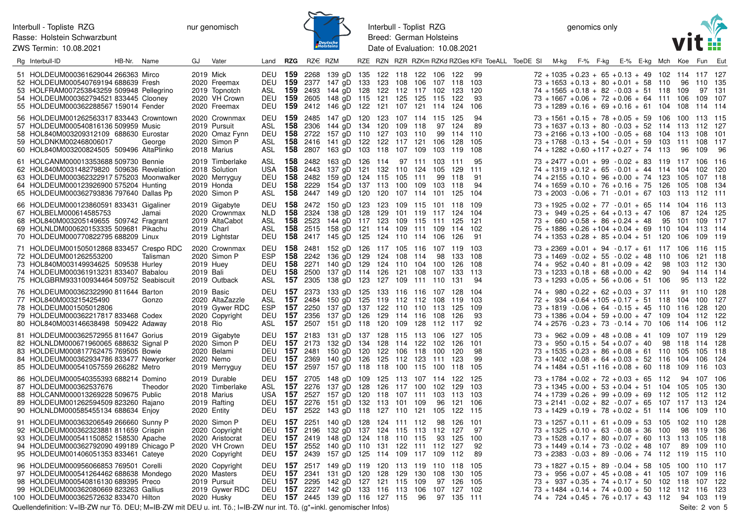Interbull - Topliste RZG
Rasse: Holstein Schwarzbunt
ZWS Termin: 10.08.2021

nur genomisch

Interbull - Toplist RZG
Breed: German Holsteins
Date of Evaluation: 10.08.2021

genomics only

| Rg | Interbull-ID | HB-Nr. | Name | GJ | Vater | Land | RZG | RZ€ | RZM | RZE | RZN | RZR | RZKm | RZKd | RZGes | KFit | ToeALL | ToeDE | SI | M-kg | F-% | F-kg | E-% | E-kg | Mch | Koe | Fun | Eut |
|---|---|---|---|---|---|---|---|---|---|---|---|---|---|---|---|---|---|---|---|---|---|---|---|---|---|---|---|---|
| 51 | HOLDEUM000361629044 | 266363 | Mirco | 2019 | Mick | DEU | **159** | 2268 | 139 gD | 135 | 122 | 118 | 122 | 106 | 122 | 99 | | | 72 | +1035 | +0.23 | +65 | +0.13 | +49 | 102 | 114 | 117 | 127 |
| 52 | HOLDEUM000540769194 | 688639 | Fresh | 2020 | Freemax | DEU | **159** | 2377 | 147 gD | 133 | 123 | 108 | 106 | 107 | 118 | 103 | | | 73 | +1653 | +0.13 | +80 | +0.01 | +58 | 110 | 96 | 110 | 135 |
| 53 | HOLFRAM007253843259 | 509948 | Pellegrino | 2019 | Topnotch | ASL | **159** | 2493 | 144 gD | 128 | 122 | 112 | 117 | 102 | 123 | 120 | | | 74 | +1565 | +0.18 | +82 | -0.03 | +51 | 118 | 109 | 97 | 131 |
| 54 | HOLDEUM000362794521 | 833445 | Clooney | 2020 | VH Crown | DEU | **159** | 2605 | 148 gD | 115 | 121 | 125 | 125 | 115 | 122 | 93 | | | 73 | +1667 | +0.06 | +72 | +0.06 | +64 | 111 | 106 | 109 | 107 |
| 55 | HOLDEUM000362288567 | 159014 | Fender | 2020 | Freemax | DEU | **159** | 2412 | 146 gD | 122 | 121 | 107 | 121 | 114 | 124 | 106 | | | 73 | +1289 | +0.16 | +69 | +0.16 | +61 | 104 | 108 | 114 | 114 |
| 56 | HOLDEUM001262563317 | 833443 | Crowntown | 2020 | Crownmax | DEU | **159** | 2485 | 147 gD | 120 | 123 | 107 | 114 | 115 | 125 | 94 | | | 73 | +1561 | +0.15 | +78 | +0.05 | +59 | 106 | 100 | 113 | 115 |
| 57 | HOLDEUM000540816136 | 509959 | Music | 2019 | Pursuit | ASL | **158** | 2306 | 144 gD | 134 | 120 | 109 | 118 | 97 | 124 | 89 | | | 73 | +1637 | +0.13 | +80 | -0.03 | +52 | 114 | 113 | 112 | 127 |
| 58 | HOL840M003209312109 | 688630 | Eurostar | 2020 | Omaz Fynn | DEU | **158** | 2722 | 157 gD | 110 | 127 | 103 | 110 | 99 | 114 | 110 | | | 73 | +2166 | +0.13 | +100 | -0.05 | +68 | 104 | 113 | 108 | 101 |
| 59 | HOLDNKM000246800617 | | George | 2020 | Simon P | ASL | **158** | 2416 | 141 gD | 122 | 122 | 117 | 121 | 106 | 128 | 105 | | | 73 | +1768 | -0.13 | +54 | -0.01 | +59 | 103 | 111 | 108 | 117 |
| 60 | HOL840M003200824505 | 509496 | AltaPlinko | 2018 | Marius | ASL | **158** | 2807 | 163 gD | 103 | 118 | 107 | 109 | 103 | 119 | 108 | | | 74 | +1282 | +0.60 | +117 | +0.27 | +74 | 113 | 96 | 109 | 96 |
| 61 | HOLCANM000013353688 | 509730 | Bennie | 2019 | Timberlake | ASL | **158** | 2482 | 163 gD | 126 | 114 | 97 | 111 | 103 | 111 | 95 | | | 73 | +2477 | +0.01 | +99 | -0.02 | +83 | 119 | 117 | 106 | 116 |
| 62 | HOL840M003148279820 | 509636 | Revelation | 2018 | Solution | USA | **158** | 2443 | 137 gD | 121 | 132 | 110 | 124 | 105 | 129 | 111 | | | 74 | +1319 | +0.12 | +65 | -0.01 | +44 | 114 | 104 | 102 | 120 |
| 63 | HOLDEUM000362322917 | 575203 | Moonwalker | 2020 | Merryguy | DEU | **158** | 2482 | 159 gD | 124 | 115 | 105 | 111 | 99 | 118 | 91 | | | 74 | +2155 | +0.10 | +96 | +0.00 | +74 | 123 | 105 | 107 | 118 |
| 64 | HOLDEUM000123926900 | 575204 | Hunting | 2019 | Honda | DEU | **158** | 2229 | 154 gD | 137 | 113 | 100 | 109 | 103 | 118 | 94 | | | 74 | +1659 | +0.10 | +76 | +0.16 | +75 | 126 | 105 | 108 | 134 |
| 65 | HOLDEUM000362793836 | 797640 | Dallas Pp | 2020 | Simon P | ASL | **158** | 2447 | 149 gD | 120 | 120 | 107 | 114 | 101 | 125 | 104 | | | 73 | +2003 | -0.06 | +71 | -0.01 | +67 | 103 | 113 | 112 | 111 |
| 66 | HOLDEUM000123860591 | 833431 | Gigaliner | 2019 | Gigabyte | DEU | **158** | 2472 | 150 gD | 123 | 123 | 109 | 115 | 101 | 118 | 109 | | | 73 | +1925 | +0.02 | +77 | -0.01 | +65 | 114 | 104 | 116 | 113 |
| 67 | HOLBELM000614585753 | | Jamai | 2020 | Crownmax | NLD | **158** | 2324 | 138 gD | 128 | 129 | 101 | 119 | 117 | 124 | 104 | | | 73 | +949 | +0.25 | +64 | +0.13 | +47 | 106 | 87 | 124 | 125 |
| 68 | HOL840M003205149655 | 509742 | Fragrant | 2019 | AltaCabot | ASL | **158** | 2523 | 144 gD | 117 | 123 | 109 | 115 | 111 | 125 | 121 | | | 73 | +660 | +0.58 | +86 | +0.24 | +48 | 95 | 101 | 109 | 117 |
| 69 | HOLNLDM000620153335 | 509681 | Pikachu | 2019 | Charl | ASL | **158** | 2515 | 158 gD | 121 | 114 | 109 | 111 | 109 | 114 | 102 | | | 75 | +1886 | +0.26 | +104 | +0.04 | +69 | 110 | 104 | 113 | 114 |
| 70 | HOLDEUM000770822795 | 688209 | Linux | 2019 | Lightstar | DEU | **158** | 2417 | 145 gD | 125 | 124 | 110 | 114 | 106 | 126 | 91 | | | 74 | +1353 | +0.28 | +85 | +0.04 | +51 | 120 | 106 | 109 | 119 |
| 71 | HOLDEUM001505012868 | 833457 | Crespo RDC | 2020 | Crownmax | DEU | **158** | 2481 | 152 gD | 126 | 117 | 105 | 116 | 107 | 119 | 103 | | | 73 | +2369 | +0.01 | +94 | -0.17 | +61 | 117 | 106 | 116 | 115 |
| 72 | HOLDEUM001262553200 | | Talisman | 2020 | Simon P | ESP | **158** | 2242 | 136 gD | 129 | 124 | 108 | 114 | 98 | 133 | 108 | | | 73 | +1469 | -0.02 | +55 | -0.02 | +48 | 110 | 106 | 121 | 118 |
| 73 | HOL840M003149934625 | 509538 | Hurley | 2019 | Huey | DEU | **158** | 2271 | 140 gD | 129 | 124 | 110 | 104 | 100 | 126 | 108 | | | 74 | +952 | +0.40 | +81 | +0.09 | +42 | 98 | 103 | 112 | 130 |
| 74 | HOLDEUM000361913231 | 833407 | Babalou | 2019 | Bali | DEU | **158** | 2500 | 137 gD | 114 | 126 | 121 | 108 | 107 | 133 | 113 | | | 73 | +1233 | +0.18 | +68 | +0.00 | +42 | 90 | 94 | 114 | 114 |
| 75 | HOLGBRM933100934464 | 509752 | Seabiscuit | 2019 | Outback | ASL | **157** | 2305 | 138 gD | 123 | 127 | 109 | 111 | 110 | 131 | 94 | | | 73 | +1293 | +0.05 | +56 | +0.06 | +51 | 106 | 95 | 113 | 122 |
| 76 | HOLDEUM000362322990 | 811644 | Barton | 2019 | Basic | DEU | **157** | 2373 | 133 gD | 125 | 133 | 116 | 116 | 107 | 128 | 104 | | | 74 | +980 | +0.22 | +62 | +0.03 | +37 | 111 | 91 | 110 | 128 |
| 77 | HOL840M003215425490 | | Gonzo | 2020 | AltaZazzle | ASL | **157** | 2484 | 150 gD | 125 | 119 | 112 | 112 | 108 | 119 | 103 | | | 72 | +934 | +0.64 | +105 | +0.17 | +51 | 118 | 104 | 100 | 127 |
| 78 | HOLDEUM001505012806 | | | 2019 | Gywer RDC | ESP | **157** | 2250 | 137 gD | 137 | 122 | 110 | 110 | 113 | 125 | 109 | | | 73 | +1819 | -0.06 | +64 | -0.15 | +45 | 110 | 116 | 128 | 120 |
| 79 | HOLDEUM000362217817 | 833468 | Codex | 2020 | Copyright | DEU | **157** | 2356 | 137 gD | 126 | 129 | 114 | 116 | 108 | 126 | 93 | | | 73 | +1386 | +0.04 | +59 | +0.00 | +47 | 109 | 104 | 112 | 122 |
| 80 | HOL840M003146638498 | 509422 | Adaway | 2018 | Rio | ASL | **157** | 2507 | 151 gD | 118 | 120 | 109 | 128 | 112 | 117 | 92 | | | 74 | +2576 | -0.23 | +73 | -0.14 | +70 | 106 | 114 | 106 | 112 |
| 81 | HOLDEUM000362572955 | 811647 | Gorius | 2019 | Gigabyte | DEU | **157** | 2183 | 131 gD | 137 | 128 | 115 | 113 | 106 | 127 | 105 | | | 73 | +962 | +0.09 | +48 | +0.08 | +41 | 109 | 107 | 119 | 129 |
| 82 | HOLNLDM000671960065 | 688632 | Signal P | 2020 | Simon P | DEU | **157** | 2173 | 132 gD | 134 | 128 | 114 | 122 | 102 | 126 | 101 | | | 73 | +950 | +0.15 | +54 | +0.07 | +40 | 98 | 118 | 114 | 128 |
| 83 | HOLDEUM000817762475 | 769505 | Bowie | 2020 | Belami | DEU | **157** | 2481 | 150 gD | 120 | 122 | 106 | 118 | 100 | 120 | 98 | | | 73 | +1535 | +0.23 | +86 | +0.08 | +61 | 110 | 105 | 105 | 118 |
| 84 | HOLDEUM000362934786 | 833477 | Newyorker | 2020 | Nemo | DEU | **157** | 2369 | 140 gD | 126 | 125 | 112 | 123 | 111 | 123 | 99 | | | 73 | +1402 | +0.08 | +64 | +0.03 | +52 | 116 | 104 | 106 | 124 |
| 85 | HOLDEUM000541057559 | 266282 | Metro | 2019 | Merryguy | DEU | **157** | 2597 | 157 gD | 118 | 118 | 100 | 115 | 100 | 118 | 105 | | | 74 | +1484 | +0.51 | +116 | +0.08 | +60 | 118 | 109 | 116 | 103 |
| 86 | HOLDEUM000540355393 | 688214 | Domino | 2019 | Durable | DEU | **157** | 2705 | 148 gD | 109 | 125 | 113 | 107 | 114 | 122 | 125 | | | 73 | +1784 | +0.02 | +72 | +0.03 | +65 | 112 | 94 | 107 | 106 |
| 87 | HOLDEUM000362537676 | | Theodor | 2020 | Timberlake | ASL | **157** | 2276 | 137 gD | 128 | 126 | 117 | 100 | 102 | 129 | 103 | | | 73 | +1345 | +0.00 | +53 | +0.04 | +51 | 104 | 105 | 105 | 130 |
| 88 | HOLCANM000013269228 | 509675 | Public | 2018 | Marius | USA | **157** | 2527 | 157 gD | 120 | 118 | 107 | 111 | 103 | 113 | 103 | | | 74 | +1739 | +0.26 | +99 | +0.09 | +69 | 112 | 105 | 112 | 112 |
| 89 | HOLDEUM001262594509 | 823260 | Rajano | 2019 | Rafting | DEU | **157** | 2476 | 151 gD | 132 | 113 | 101 | 109 | 96 | 121 | 106 | | | 73 | +2141 | -0.02 | +82 | -0.07 | +65 | 107 | 117 | 113 | 124 |
| 90 | HOLNLDM000585455134 | 688634 | Enjoy | 2020 | Entity | DEU | **157** | 2522 | 143 gD | 118 | 127 | 110 | 121 | 105 | 122 | 115 | | | 73 | +1429 | +0.19 | +78 | +0.02 | +51 | 114 | 106 | 109 | 110 |
| 91 | HOLDEUM000363206549 | 266660 | Sunny P | 2020 | Simon P | DEU | **157** | 2251 | 140 gD | 128 | 124 | 111 | 112 | 98 | 126 | 101 | | | 73 | +1257 | +0.11 | +61 | +0.09 | +53 | 105 | 102 | 110 | 128 |
| 92 | HOLDEUM000362323881 | 811659 | Crispin | 2020 | Copyright | DEU | **157** | 2196 | 132 gD | 137 | 124 | 115 | 113 | 112 | 127 | 97 | | | 73 | +1325 | +0.10 | +63 | -0.08 | +36 | 100 | 98 | 119 | 136 |
| 93 | HOLDEUM000541150852 | 158530 | Apache | 2020 | Aristocrat | DEU | **157** | 2419 | 148 gD | 124 | 118 | 110 | 115 | 93 | 125 | 100 | | | 73 | +1528 | +0.17 | +80 | +0.07 | +60 | 113 | 113 | 105 | 118 |
| 94 | HOLDEUM000362792090 | 499189 | Chicago P | 2020 | VH Crown | DEU | **157** | 2552 | 140 gD | 110 | 131 | 122 | 111 | 112 | 127 | 92 | | | 73 | +1449 | +0.14 | +73 | -0.02 | +48 | 107 | 89 | 109 | 110 |
| 95 | HOLDEUM001406051353 | 833461 | Cateye | 2020 | Copyright | DEU | **157** | 2439 | 157 gD | 125 | 114 | 109 | 117 | 109 | 112 | 89 | | | 73 | +2383 | -0.03 | +89 | -0.06 | +74 | 112 | 119 | 115 | 110 |
| 96 | HOLDEUM000956066853 | 769501 | Corelli | 2020 | Copyright | DEU | **157** | 2517 | 149 gD | 119 | 120 | 113 | 119 | 110 | 118 | 105 | | | 73 | +1827 | +0.15 | +89 | -0.04 | +58 | 105 | 100 | 110 | 117 |
| 97 | HOLDEUM000541264462 | 688638 | Mondego | 2020 | Masters | DEU | **157** | 2341 | 131 gD | 120 | 128 | 129 | 130 | 108 | 130 | 105 | | | 73 | +956 | +0.07 | +45 | +0.08 | +41 | 105 | 107 | 109 | 116 |
| 98 | HOLDEUM000540816130 | 689395 | Preco | 2019 | Pursuit | DEU | **157** | 2295 | 142 gD | 127 | 121 | 115 | 109 | 97 | 126 | 105 | | | 73 | +937 | +0.35 | +74 | +0.17 | +50 | 102 | 118 | 107 | 122 |
| 99 | HOLDEUM000362080669 | 823263 | Gallius | 2019 | Gywer RDC | DEU | **157** | 2227 | 142 gD | 133 | 116 | 113 | 106 | 107 | 127 | 102 | | | 73 | +1484 | +0.14 | +74 | +0.00 | +50 | 112 | 112 | 116 | 123 |
| 100 | HOLDEUM000362572632 | 833470 | Hilton | 2020 | Husky | DEU | **157** | 2445 | 139 gD | 116 | 127 | 115 | 96 | 97 | 135 | 111 | | | 74 | +724 | +0.45 | +76 | +0.17 | +43 | 112 | 94 | 103 | 119 |

Quellendefinition: V=IB-ZW nur Tö. DEU; M=IB-ZW mit DEU u. int. Tö.; I=IB-ZW nur int. Tö. (g*=inkl. genomischer Infos)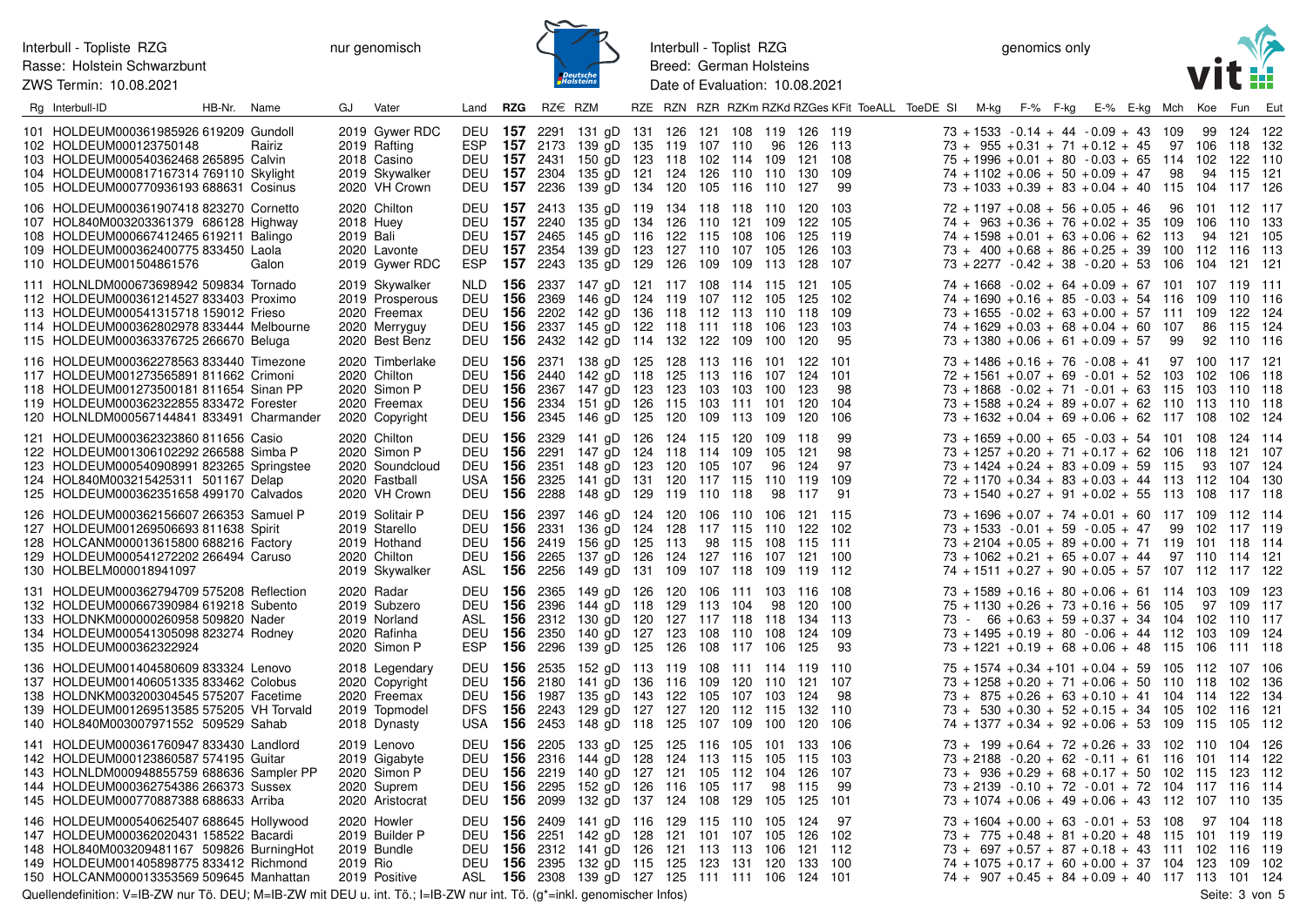Interbull - Topliste RZG | nur genomisch
Rasse: Holstein Schwarzbunt
ZWS Termin: 10.08.2021

Interbull - Toplist RZG | genomics only
Breed: German Holsteins
Date of Evaluation: 10.08.2021

| Rg | Interbull-ID | HB-Nr. | Name | GJ | Vater | Land | RZG | RZ€ | RZM | RZE | RZN | RZR | RZKm | RZKd | RZGes | KFit | ToeALL | ToeDE | SI | M-kg | F-% | F-kg | E-% | E-kg | Mch | Koe | Fun | Eut |
|---|---|---|---|---|---|---|---|---|---|---|---|---|---|---|---|---|---|---|---|---|---|---|---|---|---|---|---|---|
| 101 | HOLDEUM000361985926 | 619209 | Gundoll | 2019 | Gywer RDC | DEU | **157** | 2291 | 131 gD | 131 | 126 | 121 | 108 | 119 | 126 | 119 | | | 73 | + 1533 | -0.14 | + 44 | -0.09 | + 43 | 109 | 99 | 124 | 122 |
| 102 | HOLDEUM000123750148 | | Rairiz | 2019 | Rafting | ESP | **157** | 2173 | 139 gD | 135 | 119 | 107 | 110 | 96 | 126 | 113 | | | 73 | + 955 | +0.31 | + 71 | +0.12 | + 45 | 97 | 106 | 118 | 132 |
| 103 | HOLDEUM000540362468 | 265895 | Calvin | 2018 | Casino | DEU | **157** | 2431 | 150 gD | 123 | 118 | 102 | 114 | 109 | 121 | 108 | | | 75 | + 1996 | +0.01 | + 80 | -0.03 | + 65 | 114 | 102 | 122 | 110 |
| 104 | HOLDEUM000817167314 | 769110 | Skylight | 2019 | Skywalker | DEU | **157** | 2304 | 135 gD | 121 | 124 | 126 | 110 | 121 | 130 | 109 | | | 74 | + 1102 | +0.06 | + 50 | +0.09 | + 47 | 98 | 94 | 115 | 121 |
| 105 | HOLDEUM000770936193 | 688631 | Cosinus | 2020 | VH Crown | DEU | **157** | 2236 | 139 gD | 134 | 120 | 105 | 116 | 110 | 127 | 99 | | | 73 | + 1033 | +0.39 | + 83 | +0.04 | + 40 | 115 | 104 | 117 | 126 |
| 106 | HOLDEUM000361907418 | 823270 | Cornetto | 2020 | Chilton | DEU | **157** | 2413 | 135 gD | 119 | 134 | 118 | 118 | 110 | 120 | 103 | | | 72 | + 1197 | +0.08 | + 56 | +0.05 | + 46 | 96 | 101 | 112 | 117 |
| 107 | HOL840M003203361379 | 686128 | Highway | 2018 | Huey | DEU | **157** | 2240 | 135 gD | 134 | 126 | 110 | 121 | 109 | 122 | 105 | | | 74 | + 963 | +0.36 | + 76 | +0.02 | + 35 | 109 | 106 | 110 | 133 |
| 108 | HOLDEUM000667412465 | 619211 | Balingo | 2019 | Bali | DEU | **157** | 2465 | 145 gD | 116 | 122 | 115 | 108 | 106 | 125 | 119 | | | 74 | + 1598 | +0.01 | + 63 | +0.06 | + 62 | 113 | 94 | 121 | 105 |
| 109 | HOLDEUM000362400775 | 833450 | Laola | 2020 | Lavonte | DEU | **157** | 2354 | 139 gD | 123 | 127 | 110 | 107 | 105 | 126 | 103 | | | 73 | + 400 | +0.68 | + 86 | +0.25 | + 39 | 100 | 112 | 116 | 113 |
| 110 | HOLDEUM001504861576 | | Galon | 2019 | Gywer RDC | ESP | **157** | 2243 | 135 gD | 129 | 126 | 109 | 109 | 113 | 128 | 107 | | | 73 | + 2277 | -0.42 | + 38 | -0.20 | + 53 | 106 | 104 | 121 | 121 |
| 111 | HOLNLDM000673698942 | 509834 | Tornado | 2019 | Skywalker | NLD | **156** | 2337 | 147 gD | 121 | 117 | 108 | 114 | 115 | 121 | 105 | | | 74 | + 1668 | -0.02 | + 64 | +0.09 | + 67 | 101 | 107 | 119 | 111 |
| 112 | HOLDEUM000361214527 | 833403 | Proximo | 2019 | Prosperous | DEU | **156** | 2369 | 146 gD | 124 | 119 | 107 | 112 | 105 | 125 | 102 | | | 74 | + 1690 | +0.16 | + 85 | -0.03 | + 54 | 116 | 109 | 110 | 116 |
| 113 | HOLDEUM000541315718 | 159012 | Frieso | 2020 | Freemax | DEU | **156** | 2202 | 142 gD | 136 | 118 | 112 | 113 | 110 | 118 | 109 | | | 73 | + 1655 | -0.02 | + 63 | +0.00 | + 57 | 111 | 109 | 122 | 124 |
| 114 | HOLDEUM000362802978 | 833444 | Melbourne | 2020 | Merryguy | DEU | **156** | 2337 | 145 gD | 122 | 118 | 111 | 118 | 106 | 123 | 103 | | | 74 | + 1629 | +0.03 | + 68 | +0.04 | + 60 | 107 | 86 | 115 | 124 |
| 115 | HOLDEUM000363376725 | 266670 | Beluga | 2020 | Best Benz | DEU | **156** | 2432 | 142 gD | 114 | 132 | 122 | 109 | 100 | 120 | 95 | | | 73 | + 1380 | +0.06 | + 61 | +0.09 | + 57 | 99 | 92 | 110 | 116 |
| 116 | HOLDEUM000362278563 | 833440 | Timezone | 2020 | Timberlake | DEU | **156** | 2371 | 138 gD | 125 | 128 | 113 | 116 | 101 | 122 | 101 | | | 73 | + 1486 | +0.16 | + 76 | -0.08 | + 41 | 97 | 100 | 117 | 121 |
| 117 | HOLDEUM001273565891 | 811662 | Crimoni | 2020 | Chilton | DEU | **156** | 2440 | 142 gD | 118 | 125 | 113 | 116 | 107 | 124 | 101 | | | 72 | + 1561 | +0.07 | + 69 | -0.01 | + 52 | 103 | 102 | 106 | 118 |
| 118 | HOLDEUM001273500181 | 811654 | Sinan PP | 2020 | Simon P | DEU | **156** | 2367 | 147 gD | 123 | 123 | 103 | 103 | 100 | 123 | 98 | | | 73 | + 1868 | -0.02 | + 71 | -0.01 | + 63 | 115 | 103 | 110 | 118 |
| 119 | HOLDEUM000362322855 | 833472 | Forester | 2020 | Freemax | DEU | **156** | 2334 | 151 gD | 126 | 115 | 103 | 111 | 101 | 120 | 104 | | | 73 | + 1588 | +0.24 | + 89 | +0.07 | + 62 | 110 | 113 | 110 | 118 |
| 120 | HOLNLDM000567144841 | 833491 | Charmander | 2020 | Copyright | DEU | **156** | 2345 | 146 gD | 125 | 120 | 109 | 113 | 109 | 120 | 106 | | | 73 | + 1632 | +0.04 | + 69 | +0.06 | + 62 | 117 | 108 | 102 | 124 |
| 121 | HOLDEUM000362323860 | 811656 | Casio | 2020 | Chilton | DEU | **156** | 2329 | 141 gD | 126 | 124 | 115 | 120 | 109 | 118 | 99 | | | 73 | + 1659 | +0.00 | + 65 | -0.03 | + 54 | 101 | 108 | 124 | 114 |
| 122 | HOLDEUM001306102292 | 266588 | Simba P | 2020 | Simon P | DEU | **156** | 2291 | 147 gD | 124 | 118 | 114 | 109 | 105 | 121 | 98 | | | 73 | + 1257 | +0.20 | + 71 | +0.17 | + 62 | 106 | 118 | 121 | 107 |
| 123 | HOLDEUM000540908991 | 823265 | Springstee | 2020 | Soundcloud | DEU | **156** | 2351 | 148 gD | 123 | 120 | 105 | 107 | 96 | 124 | 97 | | | 73 | + 1424 | +0.24 | + 83 | +0.09 | + 59 | 115 | 93 | 107 | 124 |
| 124 | HOL840M003215425311 | 501167 | Delap | 2020 | Fastball | USA | **156** | 2325 | 141 gD | 131 | 120 | 117 | 115 | 110 | 119 | 109 | | | 72 | + 1170 | +0.34 | + 83 | +0.03 | + 44 | 113 | 112 | 104 | 130 |
| 125 | HOLDEUM000362351658 | 499170 | Calvados | 2020 | VH Crown | DEU | **156** | 2288 | 148 gD | 129 | 119 | 110 | 118 | 98 | 117 | 91 | | | 73 | + 1540 | +0.27 | + 91 | +0.02 | + 55 | 113 | 108 | 117 | 118 |
| 126 | HOLDEUM000362156607 | 266353 | Samuel P | 2019 | Solitair P | DEU | **156** | 2397 | 146 gD | 124 | 120 | 106 | 110 | 106 | 121 | 115 | | | 73 | + 1696 | +0.07 | + 74 | +0.01 | + 60 | 117 | 109 | 112 | 114 |
| 127 | HOLDEUM001269506693 | 811638 | Spirit | 2019 | Starello | DEU | **156** | 2331 | 136 gD | 124 | 128 | 117 | 115 | 110 | 122 | 102 | | | 73 | + 1533 | -0.01 | + 59 | -0.05 | + 47 | 99 | 102 | 117 | 119 |
| 128 | HOLCANM000013615800 | 688216 | Factory | 2019 | Hothand | DEU | **156** | 2419 | 156 gD | 125 | 113 | 98 | 115 | 108 | 115 | 111 | | | 73 | + 2104 | +0.05 | + 89 | +0.00 | + 71 | 119 | 101 | 118 | 114 |
| 129 | HOLDEUM000541272202 | 266494 | Caruso | 2020 | Chilton | DEU | **156** | 2265 | 137 gD | 126 | 124 | 127 | 116 | 107 | 121 | 100 | | | 73 | + 1062 | +0.21 | + 65 | +0.07 | + 44 | 97 | 110 | 114 | 121 |
| 130 | HOLBELM000018941097 | | | 2019 | Skywalker | ASL | **156** | 2256 | 149 gD | 131 | 109 | 107 | 118 | 109 | 119 | 112 | | | 74 | + 1511 | +0.27 | + 90 | +0.05 | + 57 | 107 | 112 | 117 | 122 |
| 131 | HOLDEUM000362794709 | 575208 | Reflection | 2020 | Radar | DEU | **156** | 2365 | 149 gD | 126 | 120 | 106 | 111 | 103 | 116 | 108 | | | 73 | + 1589 | +0.16 | + 80 | +0.06 | + 61 | 114 | 103 | 109 | 123 |
| 132 | HOLDEUM000667390984 | 619218 | Subento | 2019 | Subzero | DEU | **156** | 2396 | 144 gD | 118 | 129 | 113 | 104 | 98 | 120 | 100 | | | 75 | + 1130 | +0.26 | + 73 | +0.16 | + 56 | 105 | 97 | 109 | 117 |
| 133 | HOLDNKM000000260958 | 509820 | Nader | 2019 | Norland | ASL | **156** | 2312 | 130 gD | 120 | 127 | 117 | 118 | 118 | 134 | 113 | | | 73 | - 66 | +0.63 | + 59 | +0.37 | + 34 | 104 | 102 | 110 | 117 |
| 134 | HOLDEUM000541305098 | 823274 | Rodney | 2020 | Rafinha | DEU | **156** | 2350 | 140 gD | 127 | 123 | 108 | 110 | 108 | 124 | 109 | | | 73 | + 1495 | +0.19 | + 80 | -0.06 | + 44 | 112 | 103 | 109 | 124 |
| 135 | HOLDEUM000362322924 | | | 2020 | Simon P | ESP | **156** | 2296 | 139 gD | 125 | 126 | 108 | 117 | 106 | 125 | 93 | | | 73 | + 1221 | +0.19 | + 68 | +0.06 | + 48 | 115 | 106 | 111 | 118 |
| 136 | HOLDEUM001404580609 | 833324 | Lenovo | 2018 | Legendary | DEU | **156** | 2535 | 152 gD | 113 | 119 | 108 | 111 | 114 | 119 | 110 | | | 75 | + 1574 | +0.34 | +101 | +0.04 | + 59 | 105 | 112 | 107 | 106 |
| 137 | HOLDEUM001406051335 | 833462 | Colobus | 2020 | Copyright | DEU | **156** | 2180 | 141 gD | 136 | 116 | 109 | 120 | 110 | 121 | 107 | | | 73 | + 1258 | +0.20 | + 71 | +0.06 | + 50 | 110 | 118 | 102 | 136 |
| 138 | HOLDNKM003200304545 | 575207 | Facetime | 2020 | Freemax | DEU | **156** | 1987 | 135 gD | 143 | 122 | 105 | 107 | 103 | 124 | 98 | | | 73 | + 875 | +0.26 | + 63 | +0.10 | + 41 | 104 | 114 | 122 | 134 |
| 139 | HOLDEUM001269513585 | 575205 | VH Torvald | 2019 | Topmodel | DFS | **156** | 2243 | 129 gD | 127 | 127 | 120 | 112 | 115 | 132 | 110 | | | 73 | + 530 | +0.30 | + 52 | +0.15 | + 34 | 105 | 102 | 116 | 121 |
| 140 | HOL840M003007971552 | 509529 | Sahab | 2018 | Dynasty | USA | **156** | 2453 | 148 gD | 118 | 125 | 107 | 109 | 100 | 120 | 106 | | | 74 | + 1377 | +0.34 | + 92 | +0.06 | + 53 | 109 | 115 | 105 | 112 |
| 141 | HOLDEUM000361760947 | 833430 | Landlord | 2019 | Lenovo | DEU | **156** | 2205 | 133 gD | 125 | 125 | 116 | 105 | 101 | 133 | 106 | | | 73 | + 199 | +0.64 | + 72 | +0.26 | + 33 | 102 | 110 | 104 | 126 |
| 142 | HOLDEUM000123860587 | 574195 | Guitar | 2019 | Gigabyte | DEU | **156** | 2316 | 144 gD | 128 | 124 | 113 | 115 | 105 | 115 | 103 | | | 73 | + 2188 | -0.20 | + 62 | -0.11 | + 61 | 116 | 101 | 114 | 122 |
| 143 | HOLNLDM000948855759 | 688636 | Sampler PP | 2020 | Simon P | DEU | **156** | 2219 | 140 gD | 127 | 121 | 105 | 112 | 104 | 126 | 107 | | | 73 | + 936 | +0.29 | + 68 | +0.17 | + 50 | 102 | 115 | 123 | 112 |
| 144 | HOLDEUM000362754386 | 266373 | Sussex | 2020 | Suprem | DEU | **156** | 2295 | 152 gD | 126 | 116 | 105 | 117 | 98 | 115 | 99 | | | 73 | + 2139 | -0.10 | + 72 | -0.01 | + 72 | 104 | 117 | 116 | 114 |
| 145 | HOLDEUM000770887388 | 688633 | Arriba | 2020 | Aristocrat | DEU | **156** | 2099 | 132 gD | 137 | 124 | 108 | 129 | 105 | 125 | 101 | | | 73 | + 1074 | +0.06 | + 49 | +0.06 | + 43 | 112 | 107 | 110 | 135 |
| 146 | HOLDEUM000540625407 | 688645 | Hollywood | 2020 | Howler | DEU | **156** | 2409 | 141 gD | 116 | 129 | 115 | 110 | 105 | 124 | 97 | | | 73 | + 1604 | +0.00 | + 63 | -0.01 | + 53 | 108 | 97 | 104 | 118 |
| 147 | HOLDEUM000362020431 | 158522 | Bacardi | 2019 | Builder P | DEU | **156** | 2251 | 142 gD | 128 | 121 | 101 | 107 | 105 | 126 | 102 | | | 73 | + 775 | +0.48 | + 81 | +0.20 | + 48 | 115 | 101 | 119 | 119 |
| 148 | HOL840M003209481167 | 509826 | BurningHot | 2019 | Bundle | DEU | **156** | 2312 | 141 gD | 126 | 121 | 113 | 113 | 106 | 121 | 112 | | | 73 | + 697 | +0.57 | + 87 | +0.18 | + 43 | 111 | 102 | 116 | 119 |
| 149 | HOLDEUM001405898775 | 833412 | Richmond | 2019 | Rio | DEU | **156** | 2395 | 132 gD | 115 | 125 | 123 | 131 | 120 | 133 | 100 | | | 74 | + 1075 | +0.17 | + 60 | +0.00 | + 37 | 104 | 123 | 109 | 102 |
| 150 | HOLCANM000013553569 | 509645 | Manhattan | 2019 | Positive | ASL | **156** | 2308 | 139 gD | 127 | 125 | 111 | 111 | 106 | 124 | 101 | | | 74 | + 907 | +0.45 | + 84 | +0.09 | + 40 | 117 | 113 | 101 | 124 |

Quellendefinition: V=IB-ZW nur Tö. DEU; M=IB-ZW mit DEU u. int. Tö.; I=IB-ZW nur int. Tö. (g*=inkl. genomischer Infos)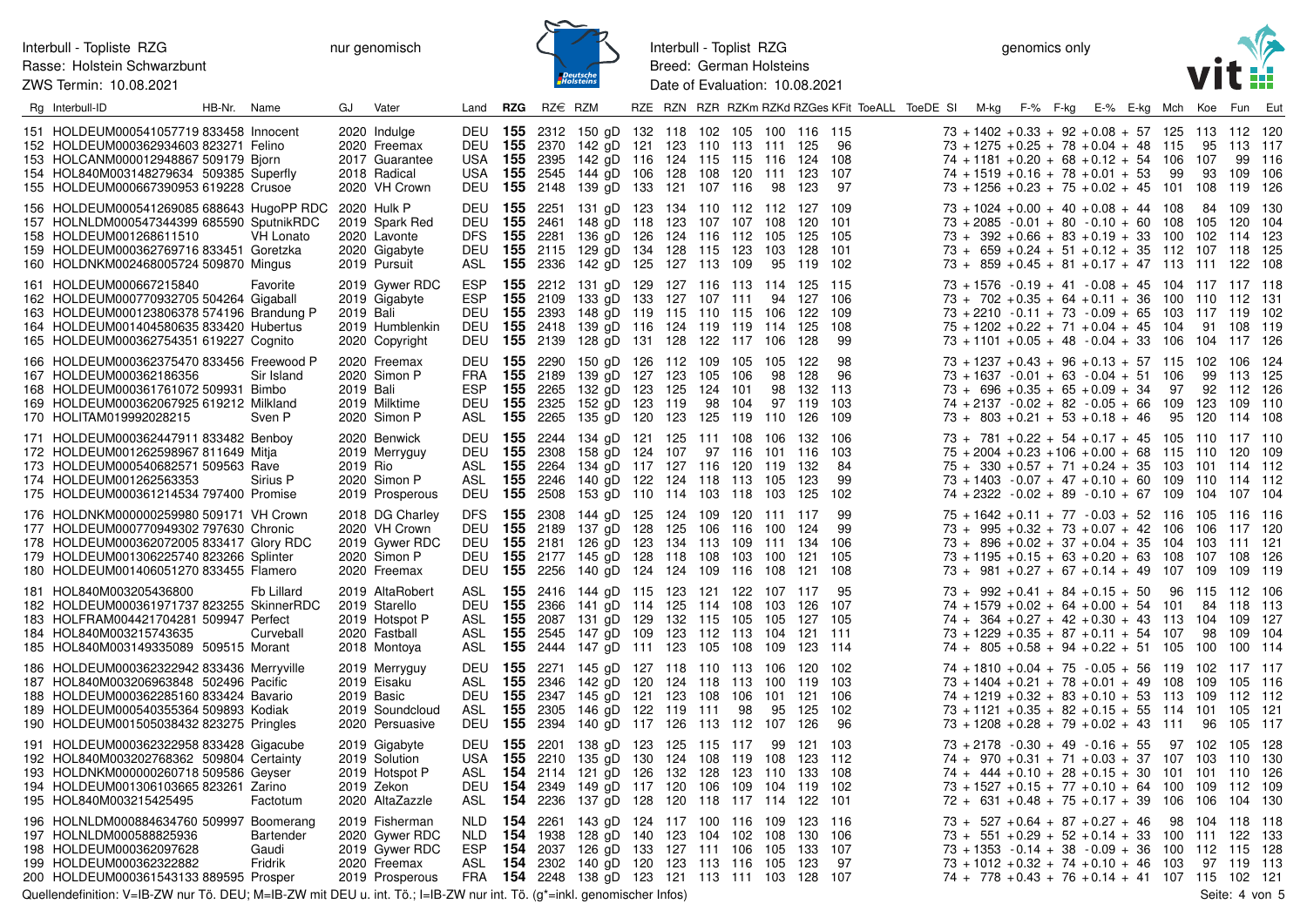Interbull - Topliste RZG | nur genomisch
Rasse: Holstein Schwarzbunt
ZWS Termin: 10.08.2021

Interbull - Toplist RZG | genomics only
Breed: German Holsteins
Date of Evaluation: 10.08.2021

| Rg | Interbull-ID | HB-Nr. | Name | GJ | Vater | Land | RZG | RZ€ | RZM | RZE | RZN | RZR | RZKm | RZKd | RZGes | KFit | ToeALL | ToeDE | SI | M-kg | F-% | F-kg | E-% | E-kg | Mch | Koe | Fun | Eut |
|---|---|---|---|---|---|---|---|---|---|---|---|---|---|---|---|---|---|---|---|---|---|---|---|---|---|---|---|---|
| 151 | HOLDEUM000541057719 | 833458 | Innocent | 2020 | Indulge | DEU | 155 | 2312 | 150 gD | 132 | 118 | 102 | 105 | 100 | 116 | 115 | | | 73 | +1402 | +0.33 | +92 | +0.08 | +57 | 125 | 113 | 112 | 120 |
| 152 | HOLDEUM000362934603 | 823271 | Felino | 2020 | Freemax | DEU | 155 | 2370 | 142 gD | 121 | 123 | 110 | 113 | 111 | 125 | 96 | | | 73 | +1275 | +0.25 | +78 | +0.04 | +48 | 115 | 95 | 113 | 117 |
| 153 | HOLCANM000012948867 | 509179 | Bjorn | 2017 | Guarantee | USA | 155 | 2395 | 142 gD | 116 | 124 | 115 | 115 | 116 | 124 | 108 | | | 74 | +1181 | +0.20 | +68 | +0.12 | +54 | 106 | 107 | 99 | 116 |
| 154 | HOL840M003148279634 | 509385 | Superfly | 2018 | Radical | USA | 155 | 2545 | 144 gD | 106 | 128 | 108 | 120 | 111 | 123 | 107 | | | 74 | +1519 | +0.16 | +78 | +0.01 | +53 | 99 | 93 | 109 | 106 |
| 155 | HOLDEUM000667390953 | 619228 | Crusoe | 2020 | VH Crown | DEU | 155 | 2148 | 139 gD | 133 | 121 | 107 | 116 | 98 | 123 | 97 | | | 73 | +1256 | +0.23 | +75 | +0.02 | +45 | 101 | 108 | 119 | 126 |
| 156 | HOLDEUM000541269085 | 688643 | HugoPP RDC | 2020 | Hulk P | DEU | 155 | 2251 | 131 gD | 123 | 134 | 110 | 112 | 112 | 127 | 109 | | | 73 | +1024 | +0.00 | +40 | +0.08 | +44 | 108 | 84 | 109 | 130 |
| 157 | HOLNLDM000547344399 | 685590 | SputnikRDC | 2019 | Spark Red | DEU | 155 | 2461 | 148 gD | 118 | 123 | 107 | 107 | 108 | 120 | 101 | | | 73 | +2085 | -0.01 | +80 | -0.10 | +60 | 108 | 105 | 120 | 104 |
| 158 | HOLDEUM001268611510 | | VH Lonato | 2020 | Lavonte | DFS | 155 | 2281 | 136 gD | 126 | 124 | 116 | 112 | 105 | 125 | 105 | | | 73 | +392 | +0.66 | +83 | +0.19 | +33 | 100 | 102 | 114 | 123 |
| 159 | HOLDEUM000362769716 | 833451 | Goretzka | 2020 | Gigabyte | DEU | 155 | 2115 | 129 gD | 134 | 128 | 115 | 123 | 103 | 128 | 101 | | | 73 | +659 | +0.24 | +51 | +0.12 | +35 | 112 | 107 | 118 | 125 |
| 160 | HOLDNKM002468005724 | 509870 | Mingus | 2019 | Pursuit | ASL | 155 | 2336 | 142 gD | 125 | 127 | 113 | 109 | 95 | 119 | 102 | | | 73 | +859 | +0.45 | +81 | +0.17 | +47 | 113 | 111 | 122 | 108 |
| 161 | HOLDEUM000667215840 | | Favorite | 2019 | Gywer RDC | ESP | 155 | 2212 | 131 gD | 129 | 127 | 116 | 113 | 114 | 125 | 115 | | | 73 | +1576 | -0.19 | +41 | -0.08 | +45 | 104 | 117 | 117 | 118 |
| 162 | HOLDEUM000770932705 | 504264 | Gigaball | 2019 | Gigabyte | ESP | 155 | 2109 | 133 gD | 133 | 127 | 107 | 111 | 94 | 127 | 106 | | | 73 | +702 | +0.35 | +64 | +0.11 | +36 | 100 | 110 | 112 | 131 |
| 163 | HOLDEUM000123806378 | 574196 | Brandung P | 2019 | Bali | DEU | 155 | 2393 | 148 gD | 119 | 115 | 110 | 115 | 106 | 122 | 109 | | | 73 | +2210 | -0.11 | +73 | -0.09 | +65 | 103 | 117 | 119 | 102 |
| 164 | HOLDEUM001404580635 | 833420 | Hubertus | 2019 | Humblenkin | DEU | 155 | 2418 | 139 gD | 116 | 124 | 119 | 119 | 114 | 125 | 108 | | | 75 | +1202 | +0.22 | +71 | +0.04 | +45 | 104 | 91 | 108 | 119 |
| 165 | HOLDEUM000362754351 | 619227 | Cognito | 2020 | Copyright | DEU | 155 | 2139 | 128 gD | 131 | 128 | 122 | 117 | 106 | 128 | 99 | | | 73 | +1101 | +0.05 | +48 | -0.04 | +33 | 106 | 104 | 117 | 126 |
| 166 | HOLDEUM000362375470 | 833456 | Freewood P | 2020 | Freemax | DEU | 155 | 2290 | 150 gD | 126 | 112 | 109 | 105 | 105 | 122 | 98 | | | 73 | +1237 | +0.43 | +96 | +0.13 | +57 | 115 | 102 | 106 | 124 |
| 167 | HOLDEUM000362186356 | | Sir Island | 2020 | Simon P | FRA | 155 | 2189 | 139 gD | 127 | 123 | 105 | 106 | 98 | 128 | 96 | | | 73 | +1637 | -0.01 | +63 | -0.04 | +51 | 106 | 99 | 113 | 125 |
| 168 | HOLDEUM000361761072 | 509931 | Bimbo | 2019 | Bali | ESP | 155 | 2265 | 132 gD | 123 | 125 | 124 | 101 | 98 | 132 | 113 | | | 73 | +696 | +0.35 | +65 | +0.09 | +34 | 97 | 92 | 112 | 126 |
| 169 | HOLDEUM000362067925 | 619212 | Milkland | 2019 | Milktime | DEU | 155 | 2325 | 152 gD | 123 | 119 | 98 | 104 | 97 | 119 | 103 | | | 74 | +2137 | -0.02 | +82 | -0.05 | +66 | 109 | 123 | 109 | 110 |
| 170 | HOLITAM019992028215 | | Sven P | 2020 | Simon P | ASL | 155 | 2265 | 135 gD | 120 | 123 | 125 | 119 | 110 | 126 | 109 | | | 73 | +803 | +0.21 | +53 | +0.18 | +46 | 95 | 120 | 114 | 108 |
| 171 | HOLDEUM000362447911 | 833482 | Benboy | 2020 | Benwick | DEU | 155 | 2244 | 134 gD | 121 | 125 | 111 | 108 | 106 | 132 | 106 | | | 73 | +781 | +0.22 | +54 | +0.17 | +45 | 105 | 110 | 117 | 110 |
| 172 | HOLDEUM001262598967 | 811649 | Mitja | 2019 | Merryguy | DEU | 155 | 2308 | 158 gD | 124 | 107 | 97 | 116 | 101 | 116 | 103 | | | 75 | +2004 | +0.23 | +106 | +0.00 | +68 | 115 | 110 | 120 | 109 |
| 173 | HOLDEUM000540682571 | 509563 | Rave | 2019 | Rio | ASL | 155 | 2264 | 134 gD | 117 | 127 | 116 | 120 | 119 | 132 | 84 | | | 75 | +330 | +0.57 | +71 | +0.24 | +35 | 103 | 101 | 114 | 112 |
| 174 | HOLDEUM001262563353 | | Sirius P | 2020 | Simon P | ASL | 155 | 2246 | 140 gD | 122 | 124 | 118 | 113 | 105 | 123 | 99 | | | 73 | +1403 | -0.07 | +47 | +0.10 | +60 | 109 | 110 | 114 | 112 |
| 175 | HOLDEUM000361214534 | 797400 | Promise | 2019 | Prosperous | DEU | 155 | 2508 | 153 gD | 110 | 114 | 103 | 118 | 103 | 125 | 102 | | | 74 | +2322 | -0.02 | +89 | -0.10 | +67 | 109 | 104 | 107 | 104 |
| 176 | HOLDNKM000000259980 | 509171 | VH Crown | 2018 | DG Charley | DFS | 155 | 2308 | 144 gD | 125 | 124 | 109 | 120 | 111 | 117 | 99 | | | 75 | +1642 | +0.11 | +77 | -0.03 | +52 | 116 | 105 | 116 | 116 |
| 177 | HOLDEUM000770949302 | 797630 | Chronic | 2020 | VH Crown | DEU | 155 | 2189 | 137 gD | 128 | 125 | 106 | 116 | 100 | 124 | 99 | | | 73 | +995 | +0.32 | +73 | +0.07 | +42 | 106 | 106 | 117 | 120 |
| 178 | HOLDEUM000362072005 | 833417 | Glory RDC | 2019 | Gywer RDC | DEU | 155 | 2181 | 126 gD | 123 | 134 | 113 | 109 | 111 | 134 | 106 | | | 73 | +896 | +0.02 | +37 | +0.04 | +35 | 104 | 103 | 111 | 121 |
| 179 | HOLDEUM001306225740 | 823266 | Splinter | 2020 | Simon P | DEU | 155 | 2177 | 145 gD | 128 | 118 | 108 | 103 | 100 | 121 | 105 | | | 73 | +1195 | +0.15 | +63 | +0.20 | +63 | 108 | 107 | 108 | 126 |
| 180 | HOLDEUM001406051270 | 833455 | Flamero | 2020 | Freemax | DEU | 155 | 2256 | 140 gD | 124 | 124 | 109 | 116 | 108 | 121 | 108 | | | 73 | +981 | +0.27 | +67 | +0.14 | +49 | 107 | 109 | 109 | 119 |
| 181 | HOL840M003205436800 | | Fb Lillard | 2019 | AltaRobert | ASL | 155 | 2416 | 144 gD | 115 | 123 | 121 | 122 | 107 | 117 | 95 | | | 73 | +992 | +0.41 | +84 | +0.15 | +50 | 96 | 115 | 112 | 106 |
| 182 | HOLDEUM000361971737 | 823255 | SkinnerRDC | 2019 | Starello | DEU | 155 | 2366 | 141 gD | 114 | 125 | 114 | 108 | 103 | 126 | 107 | | | 74 | +1579 | +0.02 | +64 | +0.00 | +54 | 101 | 84 | 118 | 113 |
| 183 | HOLFRAM004421704281 | 509947 | Perfect | 2019 | Hotspot P | ASL | 155 | 2087 | 131 gD | 129 | 132 | 115 | 105 | 105 | 127 | 105 | | | 74 | +364 | +0.27 | +42 | +0.30 | +43 | 113 | 104 | 109 | 127 |
| 184 | HOL840M003215743635 | | Curveball | 2020 | Fastball | ASL | 155 | 2545 | 147 gD | 109 | 123 | 112 | 113 | 104 | 121 | 111 | | | 73 | +1229 | +0.35 | +87 | +0.11 | +54 | 107 | 98 | 109 | 104 |
| 185 | HOL840M003149335089 | 509515 | Morant | 2018 | Montoya | ASL | 155 | 2444 | 147 gD | 111 | 123 | 105 | 108 | 109 | 123 | 114 | | | 74 | +805 | +0.58 | +94 | +0.22 | +51 | 105 | 100 | 100 | 114 |
| 186 | HOLDEUM000362322942 | 833436 | Merryville | 2019 | Merryguy | DEU | 155 | 2271 | 145 gD | 127 | 118 | 110 | 113 | 106 | 120 | 102 | | | 74 | +1810 | +0.04 | +75 | -0.05 | +56 | 119 | 102 | 117 | 117 |
| 187 | HOL840M003206963848 | 502496 | Pacific | 2019 | Eisaku | ASL | 155 | 2346 | 142 gD | 120 | 124 | 118 | 113 | 100 | 119 | 103 | | | 73 | +1404 | +0.21 | +78 | +0.01 | +49 | 108 | 109 | 105 | 116 |
| 188 | HOLDEUM000362285160 | 833424 | Bavario | 2019 | Basic | DEU | 155 | 2347 | 145 gD | 121 | 123 | 108 | 106 | 101 | 121 | 106 | | | 74 | +1219 | +0.32 | +83 | +0.10 | +53 | 113 | 109 | 112 | 112 |
| 189 | HOLDEUM000540355364 | 509893 | Kodiak | 2019 | Soundcloud | ASL | 155 | 2305 | 146 gD | 122 | 119 | 111 | 98 | 95 | 125 | 102 | | | 73 | +1121 | +0.35 | +82 | +0.15 | +55 | 114 | 101 | 105 | 121 |
| 190 | HOLDEUM001505038432 | 823275 | Pringles | 2020 | Persuasive | DEU | 155 | 2394 | 140 gD | 117 | 126 | 113 | 112 | 107 | 126 | 96 | | | 73 | +1208 | +0.28 | +79 | +0.02 | +43 | 111 | 96 | 105 | 117 |
| 191 | HOLDEUM000362322958 | 833428 | Gigacube | 2019 | Gigabyte | DEU | 155 | 2201 | 138 gD | 123 | 125 | 115 | 117 | 99 | 121 | 103 | | | 73 | +2178 | -0.30 | +49 | -0.16 | +55 | 97 | 102 | 105 | 128 |
| 192 | HOL840M003202768362 | 509804 | Certainty | 2019 | Solution | USA | 155 | 2210 | 135 gD | 130 | 124 | 108 | 119 | 108 | 123 | 112 | | | 74 | +970 | +0.31 | +71 | +0.03 | +37 | 107 | 103 | 110 | 130 |
| 193 | HOLDNKM000000260718 | 509586 | Geyser | 2019 | Hotspot P | ASL | 154 | 2114 | 121 gD | 126 | 132 | 128 | 123 | 110 | 133 | 108 | | | 74 | +444 | +0.10 | +28 | +0.15 | +30 | 101 | 101 | 110 | 126 |
| 194 | HOLDEUM001306103665 | 823261 | Zarino | 2019 | Zekon | DEU | 154 | 2349 | 149 gD | 117 | 120 | 106 | 109 | 104 | 119 | 102 | | | 73 | +1527 | +0.15 | +77 | +0.10 | +64 | 100 | 109 | 112 | 109 |
| 195 | HOL840M003215425495 | | Factotum | 2020 | AltaZazzle | ASL | 154 | 2236 | 137 gD | 128 | 120 | 118 | 117 | 114 | 122 | 101 | | | 72 | +631 | +0.48 | +75 | +0.17 | +39 | 106 | 106 | 104 | 130 |
| 196 | HOLNLDM000884634760 | 509997 | Boomerang | 2019 | Fisherman | NLD | 154 | 2261 | 143 gD | 124 | 117 | 100 | 116 | 109 | 123 | 116 | | | 73 | +527 | +0.64 | +87 | +0.27 | +46 | 98 | 104 | 118 | 118 |
| 197 | HOLNLDM000588825936 | | Bartender | 2020 | Gywer RDC | NLD | 154 | 1938 | 128 gD | 140 | 123 | 104 | 102 | 108 | 130 | 106 | | | 73 | +551 | +0.29 | +52 | +0.14 | +33 | 100 | 111 | 122 | 133 |
| 198 | HOLDEUM000362097628 | | Gaudi | 2019 | Gywer RDC | ESP | 154 | 2037 | 126 gD | 133 | 127 | 111 | 106 | 105 | 133 | 107 | | | 73 | +1353 | -0.14 | +38 | -0.09 | +36 | 100 | 112 | 115 | 128 |
| 199 | HOLDEUM000362322882 | | Fridrik | 2020 | Freemax | ASL | 154 | 2302 | 140 gD | 120 | 123 | 113 | 116 | 105 | 123 | 97 | | | 73 | +1012 | +0.32 | +74 | +0.10 | +46 | 103 | 97 | 119 | 113 |
| 200 | HOLDEUM000361543133 | 889595 | Prosper | 2019 | Prosperous | FRA | 154 | 2248 | 138 gD | 123 | 121 | 113 | 111 | 103 | 128 | 107 | | | 74 | +778 | +0.43 | +76 | +0.14 | +41 | 107 | 115 | 102 | 121 |

Quellendefinition: V=IB-ZW nur Tö. DEU; M=IB-ZW mit DEU u. int. Tö.; I=IB-ZW nur int. Tö. (g*=inkl. genomischer Infos)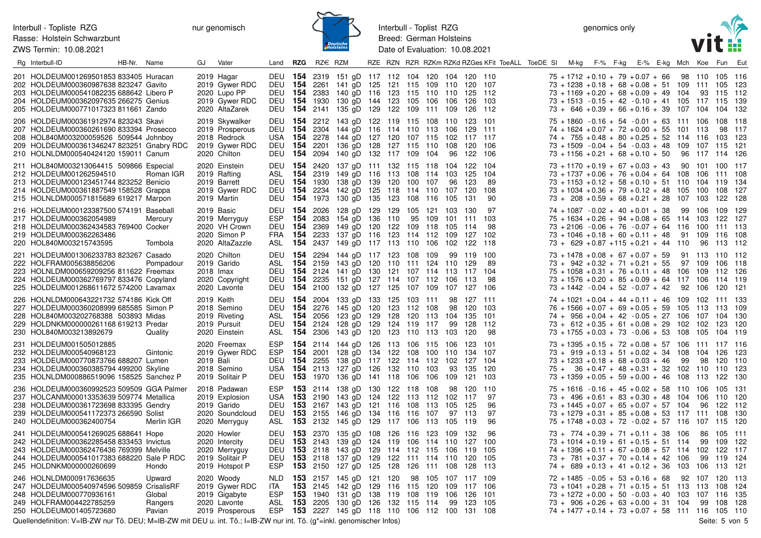Interbull - Topliste RZG — nur genomisch
Rasse: Holstein Schwarzbunt
ZWS Termin: 10.08.2021

Interbull - Toplist RZG — genomics only
Breed: German Holsteins
Date of Evaluation: 10.08.2021

| Rg | Interbull-ID | HB-Nr. | Name | GJ | Vater | Land | RZG | RZ€ | RZM | RZE | RZN | RZR | RZKm | RZKd | RZGes | KFit | ToeALL | ToeDE | SI | M-kg | F-% | F-kg | E-% | E-kg | Mch | Koe | Fun | Eut |
|---|---|---|---|---|---|---|---|---|---|---|---|---|---|---|---|---|---|---|---|---|---|---|---|---|---|---|---|---|
| 201 | HOLDEUM001269501853 | 833405 | Huracan | 2019 | Hagar | DEU | 154 | 2319 | 151 gD | 117 | 112 | 104 | 120 | 104 | 120 | 110 | | | 75 | +1712 | +0.10 | +79 | +0.07 | +66 | 98 | 110 | 105 | 116 |
| 202 | HOLDEUM000360987638 | 823247 | Gavito | 2019 | Gywer RDC | DEU | 154 | 2261 | 141 gD | 125 | 121 | 115 | 109 | 110 | 120 | 107 | | | 73 | +1238 | +0.18 | +68 | +0.08 | +51 | 109 | 111 | 105 | 123 |
| 203 | HOLDEUM000541082235 | 688642 | Libero P | 2020 | Lupo PP | DEU | 154 | 2383 | 140 gD | 116 | 123 | 115 | 110 | 110 | 125 | 112 | | | 73 | +1169 | +0.20 | +68 | +0.09 | +49 | 104 | 93 | 115 | 112 |
| 204 | HOLDEUM000362097635 | 266275 | Genius | 2019 | Gywer RDC | DEU | 154 | 1930 | 130 gD | 144 | 123 | 105 | 106 | 106 | 126 | 103 | | | 73 | +1509 | -0.15 | +42 | -0.10 | +41 | 105 | 117 | 115 | 139 |
| 205 | HOLDEUM000771017323 | 811661 | Zando | 2020 | AltaZarek | DEU | 154 | 2141 | 135 gD | 129 | 122 | 109 | 111 | 109 | 126 | 112 | | | 73 | +646 | +0.39 | +66 | +0.16 | +39 | 107 | 104 | 104 | 132 |
| 206 | HOLDEUM000361912974 | 823243 | Skavi | 2019 | Skywalker | DEU | 154 | 2212 | 143 gD | 122 | 119 | 115 | 108 | 110 | 123 | 101 | | | 75 | +1860 | -0.16 | +54 | -0.01 | +63 | 111 | 106 | 108 | 118 |
| 207 | HOLDEUM000360261690 | 833394 | Prosecco | 2019 | Prosperous | DEU | 154 | 2304 | 144 gD | 116 | 114 | 110 | 113 | 106 | 129 | 111 | | | 74 | +1624 | +0.07 | +72 | +0.00 | +55 | 101 | 113 | 98 | 117 |
| 208 | HOL840M003200059526 | 509544 | Johnboy | 2018 | Redrock | USA | 154 | 2278 | 144 gD | 127 | 120 | 107 | 115 | 102 | 117 | 117 | | | 74 | +755 | +0.48 | +80 | +0.25 | +52 | 114 | 116 | 103 | 123 |
| 209 | HOLDEUM000361346247 | 823251 | Gnabry RDC | 2019 | Gywer RDC | DEU | 154 | 2201 | 136 gD | 128 | 127 | 115 | 110 | 108 | 120 | 106 | | | 73 | +1509 | -0.04 | +54 | -0.03 | +48 | 109 | 107 | 115 | 121 |
| 210 | HOLNLDM000540424120 | 159011 | Canum | 2020 | Chilton | DEU | 154 | 2094 | 140 gD | 132 | 117 | 109 | 104 | 96 | 122 | 106 | | | 73 | +1156 | +0.21 | +68 | +0.10 | +50 | 96 | 117 | 114 | 126 |
| 211 | HOL840M003213064415 | 509866 | Especial | 2020 | Einstein | DEU | 154 | 2420 | 137 gD | 111 | 132 | 115 | 118 | 104 | 122 | 104 | | | 73 | +1170 | +0.19 | +67 | +0.03 | +43 | 90 | 101 | 100 | 117 |
| 212 | HOLDEUM001262594510 | | Roman IGR | 2019 | Rafting | ASL | 154 | 2319 | 149 gD | 116 | 113 | 108 | 114 | 103 | 125 | 104 | | | 73 | +1737 | +0.06 | +76 | +0.04 | +64 | 108 | 106 | 111 | 108 |
| 213 | HOLDEUM000123451744 | 823252 | Benicio | 2019 | Barrett | DEU | 154 | 1930 | 138 gD | 139 | 120 | 100 | 107 | 96 | 123 | 89 | | | 73 | +1153 | +0.12 | +58 | +0.10 | +51 | 110 | 104 | 119 | 134 |
| 214 | HOLDEUM000361887549 | 158528 | Grappa | 2019 | Gywer RDC | DEU | 154 | 2224 | 142 gD | 125 | 118 | 114 | 110 | 107 | 120 | 108 | | | 73 | +1034 | +0.36 | +79 | +0.12 | +48 | 105 | 100 | 108 | 127 |
| 215 | HOLNLDM000571815689 | 619217 | Marpon | 2019 | Martin | DEU | 154 | 1973 | 130 gD | 135 | 123 | 108 | 116 | 105 | 131 | 90 | | | 73 | +208 | +0.59 | +68 | +0.21 | +28 | 107 | 103 | 122 | 128 |
| 216 | HOLDEUM000123387500 | 574191 | Baseball | 2019 | Basic | DEU | 154 | 2026 | 128 gD | 129 | 129 | 105 | 121 | 103 | 130 | 97 | | | 74 | +1087 | -0.02 | +40 | +0.01 | +38 | 99 | 106 | 109 | 129 |
| 217 | HOLDEUM000362054989 | | Mercury | 2019 | Merryguy | ESP | 154 | 2283 | 154 gD | 136 | 110 | 95 | 109 | 101 | 111 | 103 | | | 75 | +1634 | +0.26 | +94 | +0.08 | +65 | 114 | 103 | 122 | 127 |
| 218 | HOLDEUM000362434583 | 769400 | Cocker | 2020 | VH Crown | DEU | 154 | 2369 | 149 gD | 120 | 122 | 109 | 118 | 105 | 114 | 98 | | | 73 | +2106 | -0.06 | +76 | -0.07 | +64 | 116 | 100 | 111 | 113 |
| 219 | HOLDEUM000362263486 | | | 2020 | Simon P | FRA | 154 | 2233 | 137 gD | 116 | 123 | 114 | 112 | 109 | 127 | 102 | | | 73 | +1046 | +0.18 | +60 | +0.11 | +48 | 91 | 109 | 116 | 108 |
| 220 | HOL840M003215745395 | | Tombola | 2020 | AltaZazzle | ASL | 154 | 2437 | 149 gD | 117 | 113 | 110 | 106 | 102 | 122 | 118 | | | 73 | +629 | +0.87 | +115 | +0.21 | +44 | 110 | 96 | 113 | 112 |
| 221 | HOLDEUM001306233783 | 823267 | Casado | 2020 | Chilton | DEU | 154 | 2294 | 144 gD | 117 | 123 | 108 | 109 | 99 | 119 | 100 | | | 73 | +1478 | +0.08 | +67 | +0.07 | +59 | 91 | 113 | 110 | 112 |
| 222 | HOLFRAM005638856206 | | Pompadour | 2019 | Garido | ASL | 154 | 2159 | 143 gD | 120 | 110 | 111 | 124 | 110 | 129 | 89 | | | 73 | +942 | +0.32 | +71 | +0.21 | +55 | 97 | 109 | 106 | 118 |
| 223 | HOLNLDM000659209256 | 811622 | Freemax | 2018 | Imax | DEU | 154 | 2124 | 141 gD | 130 | 121 | 107 | 114 | 113 | 117 | 104 | | | 75 | +1058 | +0.31 | +76 | +0.11 | +48 | 106 | 109 | 112 | 126 |
| 224 | HOLDEUM000362769797 | 833476 | Copyland | 2020 | Copyright | DEU | 154 | 2235 | 151 gD | 127 | 114 | 107 | 112 | 106 | 113 | 98 | | | 73 | +1576 | +0.20 | +85 | +0.09 | +64 | 117 | 106 | 114 | 119 |
| 225 | HOLDEUM001268611672 | 574200 | Lavamax | 2020 | Lavonte | DEU | 154 | 2100 | 132 gD | 127 | 125 | 107 | 109 | 107 | 127 | 106 | | | 73 | +1442 | -0.04 | +52 | -0.07 | +42 | 92 | 106 | 120 | 121 |
| 226 | HOLNLDM000643221732 | 574186 | Kick Off | 2019 | Keith | DEU | 154 | 2004 | 133 gD | 133 | 125 | 103 | 111 | 98 | 127 | 111 | | | 74 | +1021 | +0.04 | +44 | +0.11 | +46 | 109 | 102 | 111 | 133 |
| 227 | HOLDEUM000360208999 | 685585 | Simon P | 2018 | Semino | DEU | 154 | 2276 | 145 gD | 120 | 123 | 112 | 108 | 98 | 120 | 103 | | | 76 | +1566 | +0.07 | +69 | +0.05 | +59 | 105 | 113 | 113 | 109 |
| 228 | HOL840M003202768388 | 503893 | Midas | 2019 | Riveting | ASL | 154 | 2056 | 123 gD | 129 | 128 | 120 | 113 | 104 | 135 | 101 | | | 74 | +956 | +0.04 | +42 | -0.05 | +27 | 106 | 107 | 104 | 130 |
| 229 | HOLDNKM000000261168 | 619213 | Predar | 2019 | Pursuit | DEU | 154 | 2124 | 128 gD | 129 | 124 | 119 | 117 | 99 | 128 | 112 | | | 73 | +612 | +0.35 | +61 | +0.08 | +29 | 102 | 102 | 123 | 120 |
| 230 | HOL840M003213892679 | | Quality | 2020 | Einstein | ASL | 154 | 2306 | 143 gD | 120 | 123 | 110 | 113 | 103 | 120 | 98 | | | 73 | +1755 | +0.03 | +73 | -0.06 | +53 | 108 | 105 | 104 | 119 |
| 231 | HOLDEUM001505012885 | | | 2020 | Freemax | ESP | 154 | 2114 | 144 gD | 126 | 113 | 106 | 115 | 106 | 123 | 101 | | | 73 | +1395 | +0.15 | +72 | +0.08 | +57 | 106 | 111 | 117 | 116 |
| 232 | HOLDEUM000540968123 | | Gintonic | 2019 | Gywer RDC | ESP | 154 | 2001 | 128 gD | 134 | 122 | 108 | 100 | 110 | 134 | 107 | | | 73 | +919 | +0.13 | +51 | +0.02 | +34 | 108 | 104 | 126 | 123 |
| 233 | HOLDEUM000770873766 | 688207 | Lumen | 2019 | Bali | DEU | 154 | 2255 | 138 gD | 117 | 122 | 114 | 112 | 102 | 127 | 104 | | | 73 | +1233 | +0.18 | +68 | +0.03 | +46 | 99 | 98 | 120 | 110 |
| 234 | HOLDEUM000360385794 | 499200 | Skyline | 2018 | Semino | USA | 154 | 2113 | 127 gD | 126 | 132 | 110 | 103 | 93 | 135 | 120 | | | 75 | +36 | +0.47 | +48 | +0.31 | +32 | 102 | 110 | 110 | 123 |
| 235 | HOLNLDM000886519096 | 158525 | Sanchez P | 2019 | Solitair P | DEU | 153 | 1970 | 136 gD | 141 | 118 | 106 | 106 | 109 | 121 | 103 | | | 73 | +1359 | +0.05 | +59 | +0.00 | +46 | 108 | 113 | 122 | 130 |
| 236 | HOLDEUM000360992523 | 509509 | GGA Palmer | 2018 | Padawan | ESP | 153 | 2114 | 138 gD | 130 | 122 | 118 | 108 | 98 | 120 | 110 | | | 75 | +1616 | -0.16 | +45 | -0.02 | +58 | 110 | 106 | 105 | 131 |
| 237 | HOLCANM000013353639 | 509774 | Metallica | 2019 | Explosion | USA | 153 | 2190 | 143 gD | 124 | 122 | 113 | 112 | 102 | 117 | 97 | | | 73 | +496 | +0.61 | +83 | +0.30 | +48 | 104 | 106 | 110 | 120 |
| 238 | HOLDEUM000361723698 | 833395 | Gendry | 2019 | Garido | DEU | 153 | 2167 | 143 gD | 121 | 116 | 108 | 113 | 105 | 125 | 96 | | | 73 | +1445 | +0.07 | +65 | +0.07 | +57 | 104 | 96 | 122 | 112 |
| 239 | HOLDEUM000541772373 | 266590 | Solist | 2020 | Soundcloud | DEU | 153 | 2155 | 146 gD | 134 | 116 | 116 | 107 | 97 | 113 | 97 | | | 73 | +1279 | +0.31 | +85 | +0.08 | +53 | 117 | 111 | 108 | 130 |
| 240 | HOLDEUM000362400754 | | Merlin IGR | 2020 | Merryguy | ASL | 153 | 2132 | 145 gD | 129 | 117 | 106 | 113 | 105 | 119 | 96 | | | 75 | +1748 | +0.03 | +72 | -0.02 | +57 | 116 | 107 | 115 | 120 |
| 241 | HOLDEUM000541269025 | 688641 | Hope | 2020 | Howler | DEU | 153 | 2370 | 135 gD | 108 | 126 | 116 | 123 | 109 | 132 | 96 | | | 73 | +774 | +0.39 | +71 | +0.11 | +38 | 106 | 86 | 105 | 111 |
| 242 | HOLDEUM000362285458 | 833453 | Invictus | 2020 | Intercity | DEU | 153 | 2143 | 139 gD | 124 | 119 | 106 | 114 | 110 | 127 | 100 | | | 73 | +1014 | +0.19 | +61 | +0.15 | +51 | 114 | 99 | 109 | 122 |
| 243 | HOLDEUM000362476436 | 769399 | Melville | 2020 | Merryguy | DEU | 153 | 2118 | 143 gD | 129 | 114 | 112 | 115 | 106 | 119 | 105 | | | 74 | +1396 | +0.11 | +67 | +0.08 | +57 | 114 | 102 | 122 | 117 |
| 244 | HOLDEUM000541017383 | 688220 | Sale P RDC | 2019 | Solitair P | DEU | 153 | 2118 | 137 gD | 129 | 122 | 111 | 114 | 110 | 120 | 105 | | | 73 | +781 | +0.37 | +70 | +0.14 | +42 | 106 | 99 | 119 | 124 |
| 245 | HOLDNKM000000260699 | | Hondo | 2019 | Hotspot P | ESP | 153 | 2150 | 127 gD | 125 | 128 | 126 | 111 | 108 | 128 | 113 | | | 74 | +689 | +0.13 | +41 | +0.12 | +36 | 103 | 106 | 113 | 121 |
| 246 | HOLNLDM000917636635 | | Upward | 2020 | Woody | NLD | 153 | 2157 | 145 gD | 121 | 120 | 98 | 105 | 107 | 117 | 109 | | | 72 | +1485 | -0.05 | +53 | +0.16 | +68 | 92 | 107 | 120 | 113 |
| 247 | HOLDEUM000540974596 | 509859 | CrisalisRF | 2019 | Gywer RDC | ITA | 153 | 2145 | 142 gD | 129 | 116 | 115 | 120 | 109 | 117 | 106 | | | 73 | +1041 | +0.28 | +71 | +0.15 | +51 | 113 | 113 | 108 | 124 |
| 248 | HOLDEUM000770936161 | | Global | 2019 | Gigabyte | ESP | 153 | 1940 | 131 gD | 138 | 119 | 108 | 119 | 106 | 126 | 101 | | | 73 | +1272 | +0.00 | +50 | -0.03 | +40 | 103 | 107 | 116 | 135 |
| 249 | HOLFRAM004422785259 | | Rangers | 2020 | Lavonte | ASL | 153 | 2205 | 130 gD | 126 | 132 | 115 | 114 | 99 | 123 | 105 | | | 73 | +906 | +0.26 | +63 | +0.00 | +31 | 104 | 99 | 108 | 128 |
| 250 | HOLDEUM001405723680 | | Pavian | 2019 | Prosperous | ESP | 153 | 2227 | 145 gD | 118 | 110 | 106 | 112 | 100 | 131 | 108 | | | 74 | +1477 | +0.14 | +73 | +0.07 | +58 | 111 | 116 | 105 | 110 |

Quellendefinition: V=IB-ZW nur Tö. DEU; M=IB-ZW mit DEU u. int. Tö.; I=IB-ZW nur int. Tö. (g*=inkl. genomischer Infos)